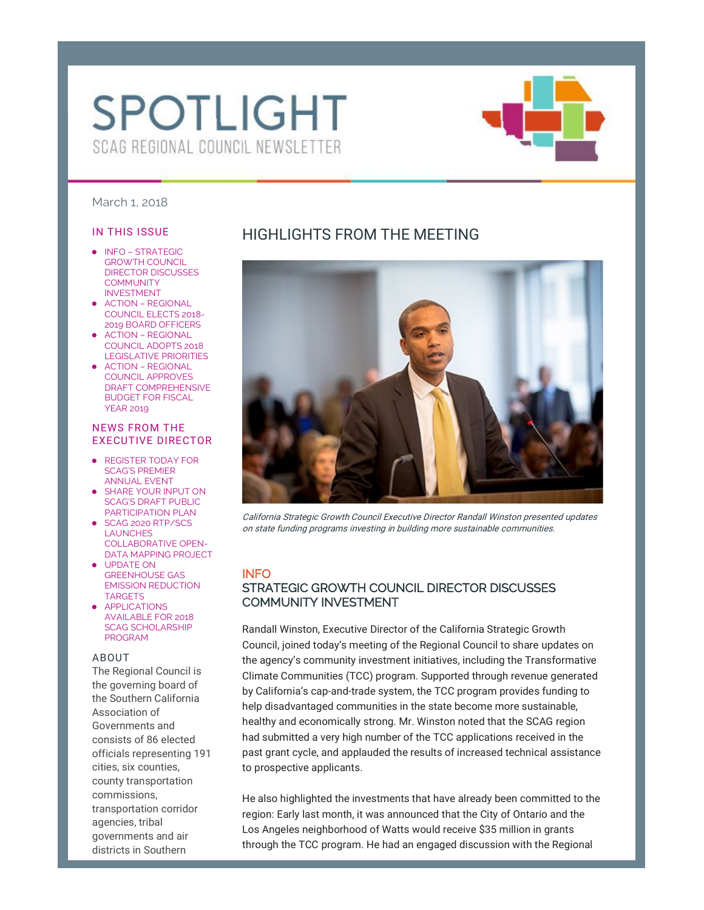# SPOTLIGHT

SCAG REGIONAL COUNCIL NEWSLETTER

March 1, 2018

## IN THIS ISSUE

- INFO – STRATEGIC GROWTH COUNCIL DIRECTOR DISCUSSES COMMUNITY INVESTMENT
- ACTION – REGIONAL COUNCIL ELECTS 2018-2019 BOARD OFFICERS
- ACTION – REGIONAL COUNCIL ADOPTS 2018 LEGISLATIVE PRIORITIES
- ACTION – REGIONAL COUNCIL APPROVES DRAFT COMPREHENSIVE BUDGET FOR FISCAL YEAR 2019

## NEWS FROM THE EXECUTIVE DIRECTOR

- REGISTER TODAY FOR SCAG'S PREMIER ANNUAL EVENT
- SHARE YOUR INPUT ON SCAG'S DRAFT PUBLIC PARTICIPATION PLAN
- SCAG 2020 RTP/SCS LAUNCHES COLLABORATIVE OPEN-DATA MAPPING PROJECT
- UPDATE ON GREENHOUSE GAS EMISSION REDUCTION TARGETS
- APPLICATIONS AVAILABLE FOR 2018 SCAG SCHOLARSHIP PROGRAM

## ABOUT

The Regional Council is the governing board of the Southern California Association of Governments and consists of 86 elected officials representing 191 cities, six counties, county transportation commissions, transportation corridor agencies, tribal governments and air districts in Southern

## HIGHLIGHTS FROM THE MEETING

*California Strategic Growth Council Executive Director Randall Winston presented updates on state funding programs investing in building more sustainable communities.*

INFO

### STRATEGIC GROWTH COUNCIL DIRECTOR DISCUSSES COMMUNITY INVESTMENT

Randall Winston, Executive Director of the California Strategic Growth Council, joined today's meeting of the Regional Council to share updates on the agency's community investment initiatives, including the Transformative Climate Communities (TCC) program. Supported through revenue generated by California's cap-and-trade system, the TCC program provides funding to help disadvantaged communities in the state become more sustainable, healthy and economically strong. Mr. Winston noted that the SCAG region had submitted a very high number of the TCC applications received in the past grant cycle, and applauded the results of increased technical assistance to prospective applicants.

He also highlighted the investments that have already been committed to the region: Early last month, it was announced that the City of Ontario and the Los Angeles neighborhood of Watts would receive $35 million in grants through the TCC program. He had an engaged discussion with the Regional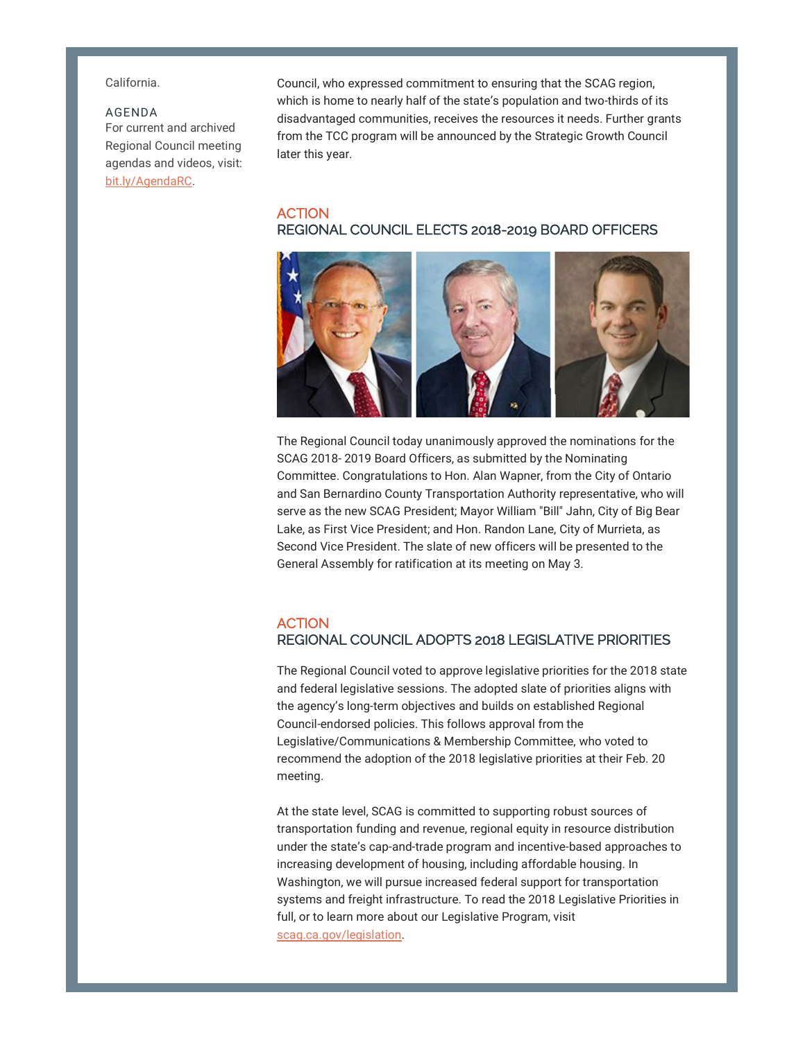California.

AGENDA
For current and archived Regional Council meeting agendas and videos, visit: bit.ly/AgendaRC.

Council, who expressed commitment to ensuring that the SCAG region, which is home to nearly half of the state's population and two-thirds of its disadvantaged communities, receives the resources it needs. Further grants from the TCC program will be announced by the Strategic Growth Council later this year.

## ACTION
## REGIONAL COUNCIL ELECTS 2018-2019 BOARD OFFICERS

The Regional Council today unanimously approved the nominations for the SCAG 2018- 2019 Board Officers, as submitted by the Nominating Committee. Congratulations to Hon. Alan Wapner, from the City of Ontario and San Bernardino County Transportation Authority representative, who will serve as the new SCAG President; Mayor William "Bill" Jahn, City of Big Bear Lake, as First Vice President; and Hon. Randon Lane, City of Murrieta, as Second Vice President. The slate of new officers will be presented to the General Assembly for ratification at its meeting on May 3.

## ACTION
## REGIONAL COUNCIL ADOPTS 2018 LEGISLATIVE PRIORITIES

The Regional Council voted to approve legislative priorities for the 2018 state and federal legislative sessions. The adopted slate of priorities aligns with the agency's long-term objectives and builds on established Regional Council-endorsed policies. This follows approval from the Legislative/Communications & Membership Committee, who voted to recommend the adoption of the 2018 legislative priorities at their Feb. 20 meeting.

At the state level, SCAG is committed to supporting robust sources of transportation funding and revenue, regional equity in resource distribution under the state's cap-and-trade program and incentive-based approaches to increasing development of housing, including affordable housing. In Washington, we will pursue increased federal support for transportation systems and freight infrastructure. To read the 2018 Legislative Priorities in full, or to learn more about our Legislative Program, visit scag.ca.gov/legislation.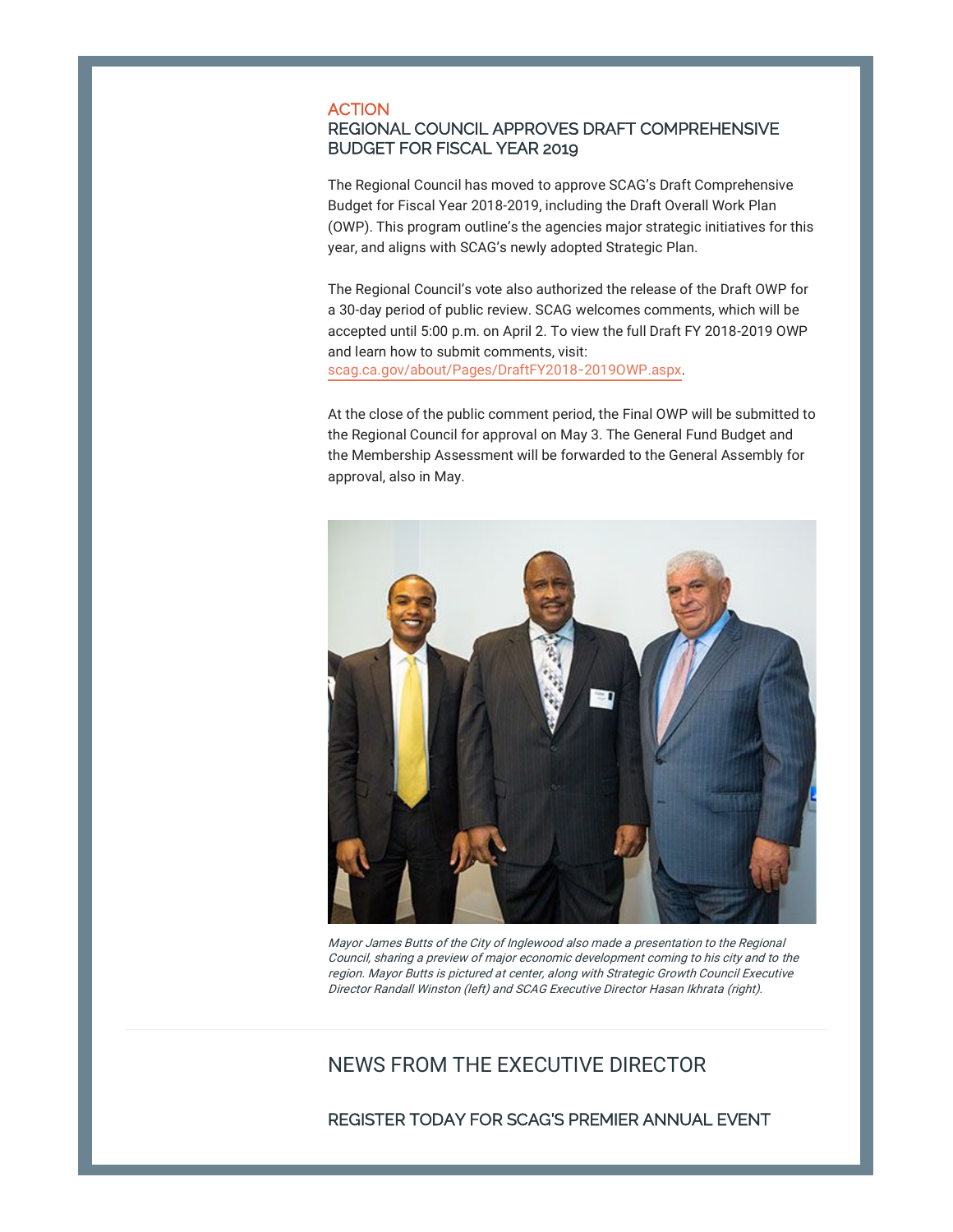ACTION

## REGIONAL COUNCIL APPROVES DRAFT COMPREHENSIVE BUDGET FOR FISCAL YEAR 2019

The Regional Council has moved to approve SCAG's Draft Comprehensive Budget for Fiscal Year 2018-2019, including the Draft Overall Work Plan (OWP). This program outline's the agencies major strategic initiatives for this year, and aligns with SCAG's newly adopted Strategic Plan.

The Regional Council's vote also authorized the release of the Draft OWP for a 30-day period of public review. SCAG welcomes comments, which will be accepted until 5:00 p.m. on April 2. To view the full Draft FY 2018-2019 OWP and learn how to submit comments, visit: scag.ca.gov/about/Pages/DraftFY2018-2019OWP.aspx.

At the close of the public comment period, the Final OWP will be submitted to the Regional Council for approval on May 3. The General Fund Budget and the Membership Assessment will be forwarded to the General Assembly for approval, also in May.

*Mayor James Butts of the City of Inglewood also made a presentation to the Regional Council, sharing a preview of major economic development coming to his city and to the region. Mayor Butts is pictured at center, along with Strategic Growth Council Executive Director Randall Winston (left) and SCAG Executive Director Hasan Ikhrata (right).*

# NEWS FROM THE EXECUTIVE DIRECTOR

## REGISTER TODAY FOR SCAG'S PREMIER ANNUAL EVENT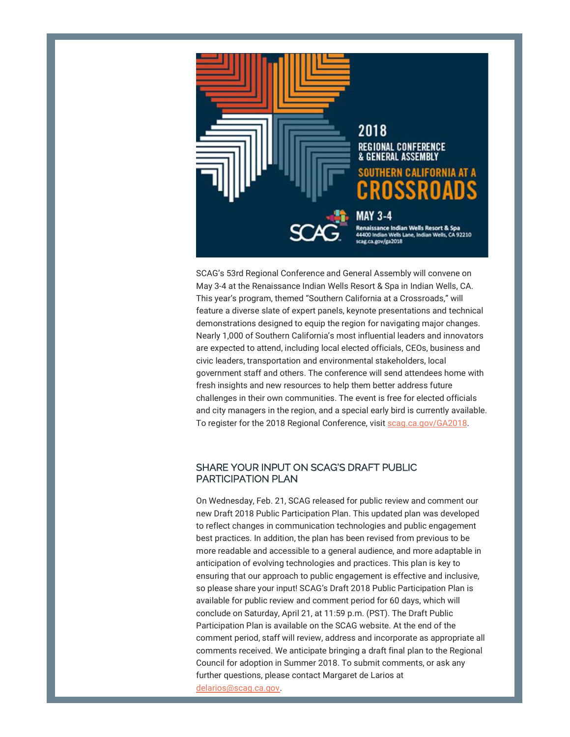2018

REGIONAL CONFERENCE & GENERAL ASSEMBLY

SOUTHERN CALIFORNIA AT A CROSSROADS

MAY 3-4

Renaissance Indian Wells Resort & Spa
44400 Indian Wells Lane, Indian Wells, CA 92210
scag.ca.gov/ga2018

SCAG

SCAG's 53rd Regional Conference and General Assembly will convene on May 3-4 at the Renaissance Indian Wells Resort & Spa in Indian Wells, CA. This year's program, themed "Southern California at a Crossroads," will feature a diverse slate of expert panels, keynote presentations and technical demonstrations designed to equip the region for navigating major changes. Nearly 1,000 of Southern California's most influential leaders and innovators are expected to attend, including local elected officials, CEOs, business and civic leaders, transportation and environmental stakeholders, local government staff and others. The conference will send attendees home with fresh insights and new resources to help them better address future challenges in their own communities. The event is free for elected officials and city managers in the region, and a special early bird is currently available. To register for the 2018 Regional Conference, visit scag.ca.gov/GA2018.

## SHARE YOUR INPUT ON SCAG'S DRAFT PUBLIC PARTICIPATION PLAN

On Wednesday, Feb. 21, SCAG released for public review and comment our new Draft 2018 Public Participation Plan. This updated plan was developed to reflect changes in communication technologies and public engagement best practices. In addition, the plan has been revised from previous to be more readable and accessible to a general audience, and more adaptable in anticipation of evolving technologies and practices. This plan is key to ensuring that our approach to public engagement is effective and inclusive, so please share your input! SCAG's Draft 2018 Public Participation Plan is available for public review and comment period for 60 days, which will conclude on Saturday, April 21, at 11:59 p.m. (PST). The Draft Public Participation Plan is available on the SCAG website. At the end of the comment period, staff will review, address and incorporate as appropriate all comments received. We anticipate bringing a draft final plan to the Regional Council for adoption in Summer 2018. To submit comments, or ask any further questions, please contact Margaret de Larios at delarios@scag.ca.gov.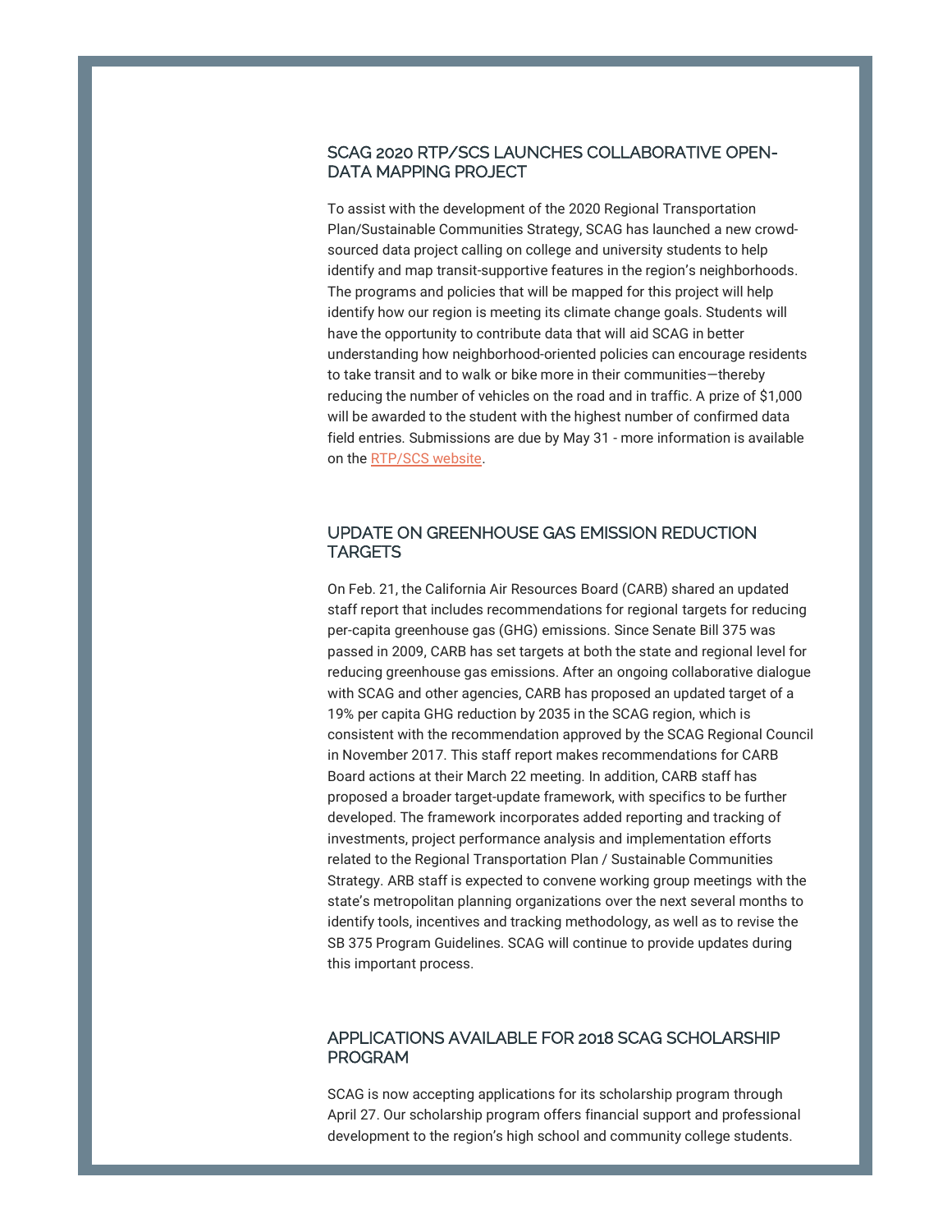## SCAG 2020 RTP/SCS LAUNCHES COLLABORATIVE OPEN-DATA MAPPING PROJECT

To assist with the development of the 2020 Regional Transportation Plan/Sustainable Communities Strategy, SCAG has launched a new crowd-sourced data project calling on college and university students to help identify and map transit-supportive features in the region's neighborhoods. The programs and policies that will be mapped for this project will help identify how our region is meeting its climate change goals. Students will have the opportunity to contribute data that will aid SCAG in better understanding how neighborhood-oriented policies can encourage residents to take transit and to walk or bike more in their communities—thereby reducing the number of vehicles on the road and in traffic. A prize of $1,000 will be awarded to the student with the highest number of confirmed data field entries. Submissions are due by May 31 - more information is available on the RTP/SCS website.

## UPDATE ON GREENHOUSE GAS EMISSION REDUCTION TARGETS

On Feb. 21, the California Air Resources Board (CARB) shared an updated staff report that includes recommendations for regional targets for reducing per-capita greenhouse gas (GHG) emissions. Since Senate Bill 375 was passed in 2009, CARB has set targets at both the state and regional level for reducing greenhouse gas emissions. After an ongoing collaborative dialogue with SCAG and other agencies, CARB has proposed an updated target of a 19% per capita GHG reduction by 2035 in the SCAG region, which is consistent with the recommendation approved by the SCAG Regional Council in November 2017. This staff report makes recommendations for CARB Board actions at their March 22 meeting. In addition, CARB staff has proposed a broader target-update framework, with specifics to be further developed. The framework incorporates added reporting and tracking of investments, project performance analysis and implementation efforts related to the Regional Transportation Plan / Sustainable Communities Strategy. ARB staff is expected to convene working group meetings with the state's metropolitan planning organizations over the next several months to identify tools, incentives and tracking methodology, as well as to revise the SB 375 Program Guidelines. SCAG will continue to provide updates during this important process.

## APPLICATIONS AVAILABLE FOR 2018 SCAG SCHOLARSHIP PROGRAM

SCAG is now accepting applications for its scholarship program through April 27. Our scholarship program offers financial support and professional development to the region's high school and community college students.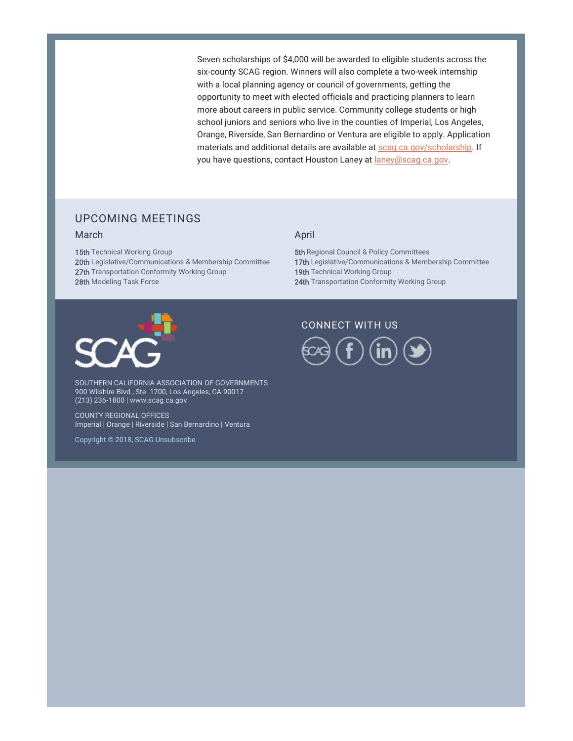Seven scholarships of $4,000 will be awarded to eligible students across the six-county SCAG region. Winners will also complete a two-week internship with a local planning agency or council of governments, getting the opportunity to meet with elected officials and practicing planners to learn more about careers in public service. Community college students or high school juniors and seniors who live in the counties of Imperial, Los Angeles, Orange, Riverside, San Bernardino or Ventura are eligible to apply. Application materials and additional details are available at scag.ca.gov/scholarship. If you have questions, contact Houston Laney at laney@scag.ca.gov.

## UPCOMING MEETINGS

### March

**15th** Technical Working Group
**20th** Legislative/Communications & Membership Committee
**27th** Transportation Conformity Working Group
**28th** Modeling Task Force

### April

**5th** Regional Council & Policy Committees
**17th** Legislative/Communications & Membership Committee
**19th** Technical Working Group
**24th** Transportation Conformity Working Group

SCAG

SOUTHERN CALIFORNIA ASSOCIATION OF GOVERNMENTS
900 Wilshire Blvd., Ste. 1700, Los Angeles, CA 90017
(213) 236-1800 | www.scag.ca.gov

COUNTY REGIONAL OFFICES
Imperial | Orange | Riverside | San Bernardino | Ventura

Copyright © 2018, SCAG Unsubscribe

CONNECT WITH US